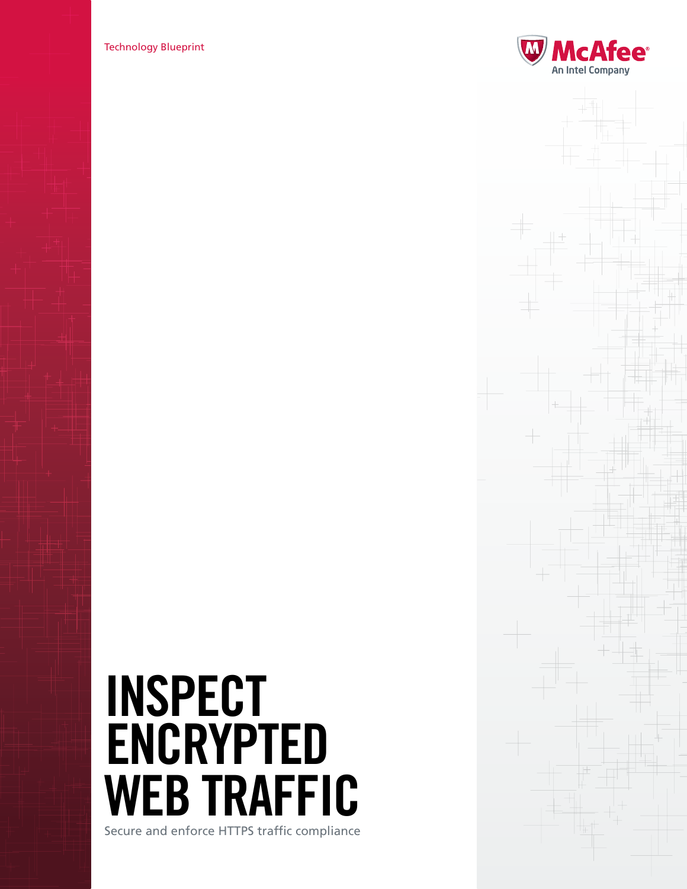Technology Blueprint

McAfee
An Intel Company

# INSPECT ENCRYPTED WEB TRAFFIC

Secure and enforce HTTPS traffic compliance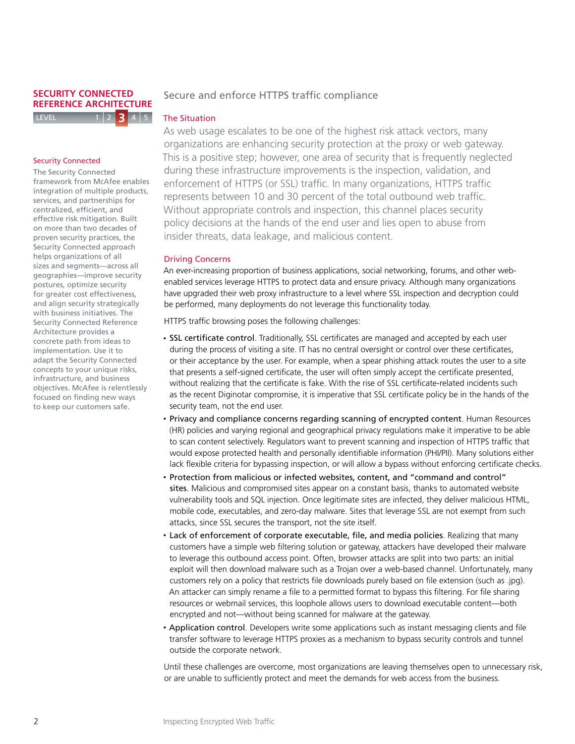## SECURITY CONNECTED REFERENCE ARCHITECTURE

LEVEL 1 | 2 | **3** | 4 | 5

### Security Connected

The Security Connected framework from McAfee enables integration of multiple products, services, and partnerships for centralized, efficient, and effective risk mitigation. Built on more than two decades of proven security practices, the Security Connected approach helps organizations of all sizes and segments—across all geographies—improve security postures, optimize security for greater cost effectiveness, and align security strategically with business initiatives. The Security Connected Reference Architecture provides a concrete path from ideas to implementation. Use it to adapt the Security Connected concepts to your unique risks, infrastructure, and business objectives. McAfee is relentlessly focused on finding new ways to keep our customers safe.

# Secure and enforce HTTPS traffic compliance

## The Situation

As web usage escalates to be one of the highest risk attack vectors, many organizations are enhancing security protection at the proxy or web gateway. This is a positive step; however, one area of security that is frequently neglected during these infrastructure improvements is the inspection, validation, and enforcement of HTTPS (or SSL) traffic. In many organizations, HTTPS traffic represents between 10 and 30 percent of the total outbound web traffic. Without appropriate controls and inspection, this channel places security policy decisions at the hands of the end user and lies open to abuse from insider threats, data leakage, and malicious content.

## Driving Concerns

An ever-increasing proportion of business applications, social networking, forums, and other web-enabled services leverage HTTPS to protect data and ensure privacy. Although many organizations have upgraded their web proxy infrastructure to a level where SSL inspection and decryption could be performed, many deployments do not leverage this functionality today.

HTTPS traffic browsing poses the following challenges:

- **SSL certificate control**. Traditionally, SSL certificates are managed and accepted by each user during the process of visiting a site. IT has no central oversight or control over these certificates, or their acceptance by the user. For example, when a spear phishing attack routes the user to a site that presents a self-signed certificate, the user will often simply accept the certificate presented, without realizing that the certificate is fake. With the rise of SSL certificate-related incidents such as the recent Diginotar compromise, it is imperative that SSL certificate policy be in the hands of the security team, not the end user.
- **Privacy and compliance concerns regarding scanning of encrypted content**. Human Resources (HR) policies and varying regional and geographical privacy regulations make it imperative to be able to scan content selectively. Regulators want to prevent scanning and inspection of HTTPS traffic that would expose protected health and personally identifiable information (PHI/PII). Many solutions either lack flexible criteria for bypassing inspection, or will allow a bypass without enforcing certificate checks.
- **Protection from malicious or infected websites, content, and "command and control" sites**. Malicious and compromised sites appear on a constant basis, thanks to automated website vulnerability tools and SQL injection. Once legitimate sites are infected, they deliver malicious HTML, mobile code, executables, and zero-day malware. Sites that leverage SSL are not exempt from such attacks, since SSL secures the transport, not the site itself.
- **Lack of enforcement of corporate executable, file, and media policies**. Realizing that many customers have a simple web filtering solution or gateway, attackers have developed their malware to leverage this outbound access point. Often, browser attacks are split into two parts: an initial exploit will then download malware such as a Trojan over a web-based channel. Unfortunately, many customers rely on a policy that restricts file downloads purely based on file extension (such as .jpg). An attacker can simply rename a file to a permitted format to bypass this filtering. For file sharing resources or webmail services, this loophole allows users to download executable content—both encrypted and not—without being scanned for malware at the gateway.
- **Application control**. Developers write some applications such as instant messaging clients and file transfer software to leverage HTTPS proxies as a mechanism to bypass security controls and tunnel outside the corporate network.

Until these challenges are overcome, most organizations are leaving themselves open to unnecessary risk, or are unable to sufficiently protect and meet the demands for web access from the business.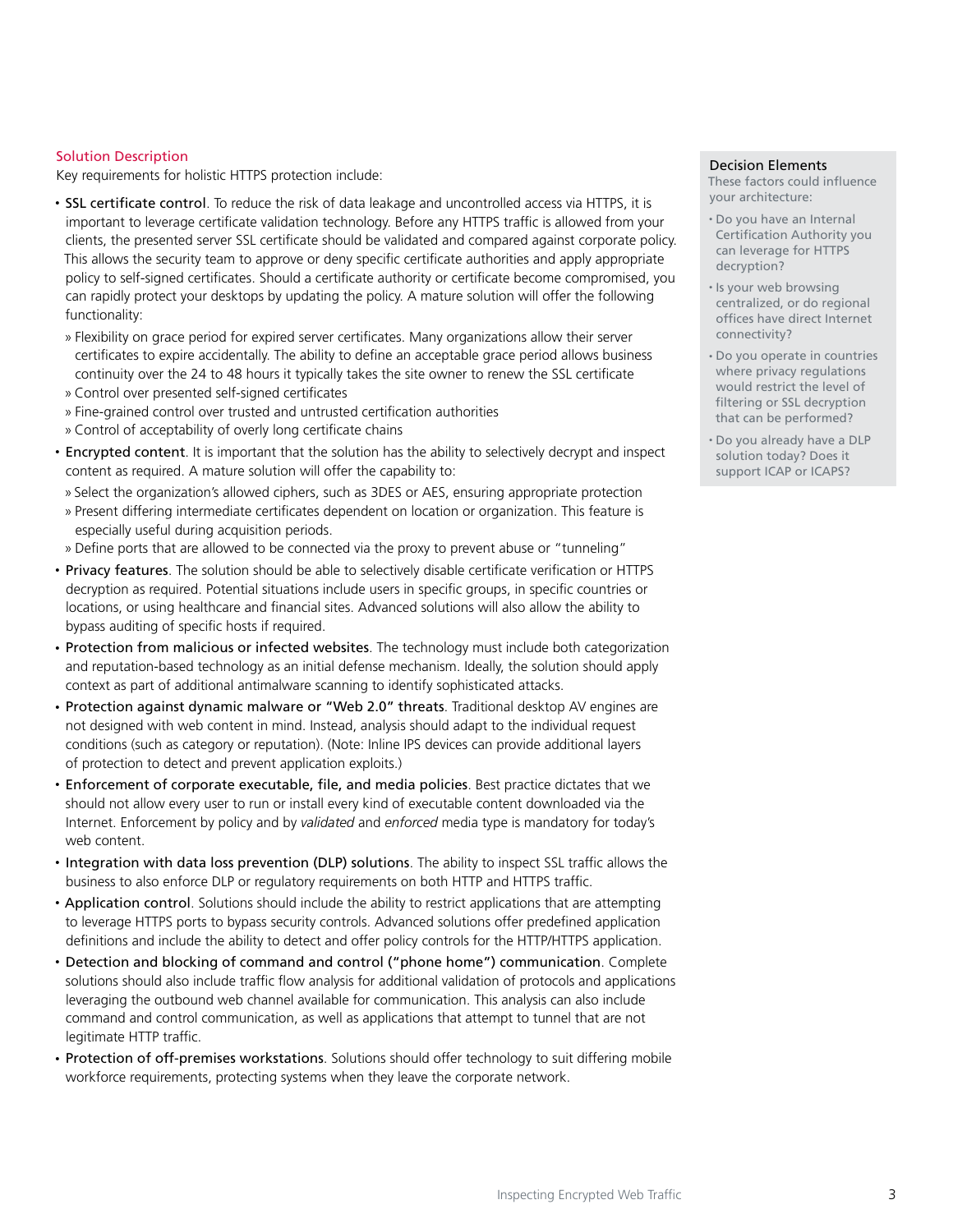## Solution Description

Key requirements for holistic HTTPS protection include:

- **SSL certificate control**. To reduce the risk of data leakage and uncontrolled access via HTTPS, it is important to leverage certificate validation technology. Before any HTTPS traffic is allowed from your clients, the presented server SSL certificate should be validated and compared against corporate policy. This allows the security team to approve or deny specific certificate authorities and apply appropriate policy to self-signed certificates. Should a certificate authority or certificate become compromised, you can rapidly protect your desktops by updating the policy. A mature solution will offer the following functionality:
  - Flexibility on grace period for expired server certificates. Many organizations allow their server certificates to expire accidentally. The ability to define an acceptable grace period allows business continuity over the 24 to 48 hours it typically takes the site owner to renew the SSL certificate
  - Control over presented self-signed certificates
  - Fine-grained control over trusted and untrusted certification authorities
  - Control of acceptability of overly long certificate chains
- **Encrypted content**. It is important that the solution has the ability to selectively decrypt and inspect content as required. A mature solution will offer the capability to:
  - Select the organization's allowed ciphers, such as 3DES or AES, ensuring appropriate protection
  - Present differing intermediate certificates dependent on location or organization. This feature is especially useful during acquisition periods.
  - Define ports that are allowed to be connected via the proxy to prevent abuse or "tunneling"
- **Privacy features**. The solution should be able to selectively disable certificate verification or HTTPS decryption as required. Potential situations include users in specific groups, in specific countries or locations, or using healthcare and financial sites. Advanced solutions will also allow the ability to bypass auditing of specific hosts if required.
- **Protection from malicious or infected websites**. The technology must include both categorization and reputation-based technology as an initial defense mechanism. Ideally, the solution should apply context as part of additional antimalware scanning to identify sophisticated attacks.
- **Protection against dynamic malware or "Web 2.0" threats**. Traditional desktop AV engines are not designed with web content in mind. Instead, analysis should adapt to the individual request conditions (such as category or reputation). (Note: Inline IPS devices can provide additional layers of protection to detect and prevent application exploits.)
- **Enforcement of corporate executable, file, and media policies**. Best practice dictates that we should not allow every user to run or install every kind of executable content downloaded via the Internet. Enforcement by policy and by *validated* and *enforced* media type is mandatory for today's web content.
- **Integration with data loss prevention (DLP) solutions**. The ability to inspect SSL traffic allows the business to also enforce DLP or regulatory requirements on both HTTP and HTTPS traffic.
- **Application control**. Solutions should include the ability to restrict applications that are attempting to leverage HTTPS ports to bypass security controls. Advanced solutions offer predefined application definitions and include the ability to detect and offer policy controls for the HTTP/HTTPS application.
- **Detection and blocking of command and control ("phone home") communication**. Complete solutions should also include traffic flow analysis for additional validation of protocols and applications leveraging the outbound web channel available for communication. This analysis can also include command and control communication, as well as applications that attempt to tunnel that are not legitimate HTTP traffic.
- **Protection of off-premises workstations**. Solutions should offer technology to suit differing mobile workforce requirements, protecting systems when they leave the corporate network.

### Decision Elements

These factors could influence your architecture:

- Do you have an Internal Certification Authority you can leverage for HTTPS decryption?
- Is your web browsing centralized, or do regional offices have direct Internet connectivity?
- Do you operate in countries where privacy regulations would restrict the level of filtering or SSL decryption that can be performed?
- Do you already have a DLP solution today? Does it support ICAP or ICAPS?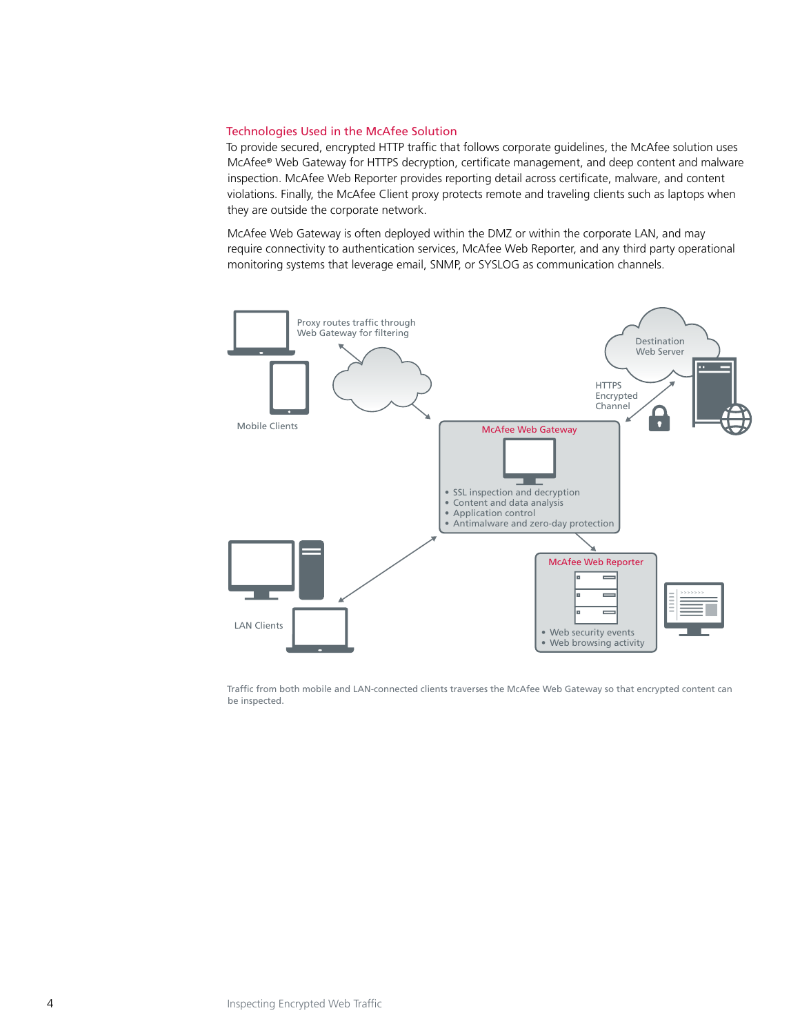## Technologies Used in the McAfee Solution

To provide secured, encrypted HTTP traffic that follows corporate guidelines, the McAfee solution uses McAfee® Web Gateway for HTTPS decryption, certificate management, and deep content and malware inspection. McAfee Web Reporter provides reporting detail across certificate, malware, and content violations. Finally, the McAfee Client proxy protects remote and traveling clients such as laptops when they are outside the corporate network.

McAfee Web Gateway is often deployed within the DMZ or within the corporate LAN, and may require connectivity to authentication services, McAfee Web Reporter, and any third party operational monitoring systems that leverage email, SNMP, or SYSLOG as communication channels.

Traffic from both mobile and LAN-connected clients traverses the McAfee Web Gateway so that encrypted content can be inspected.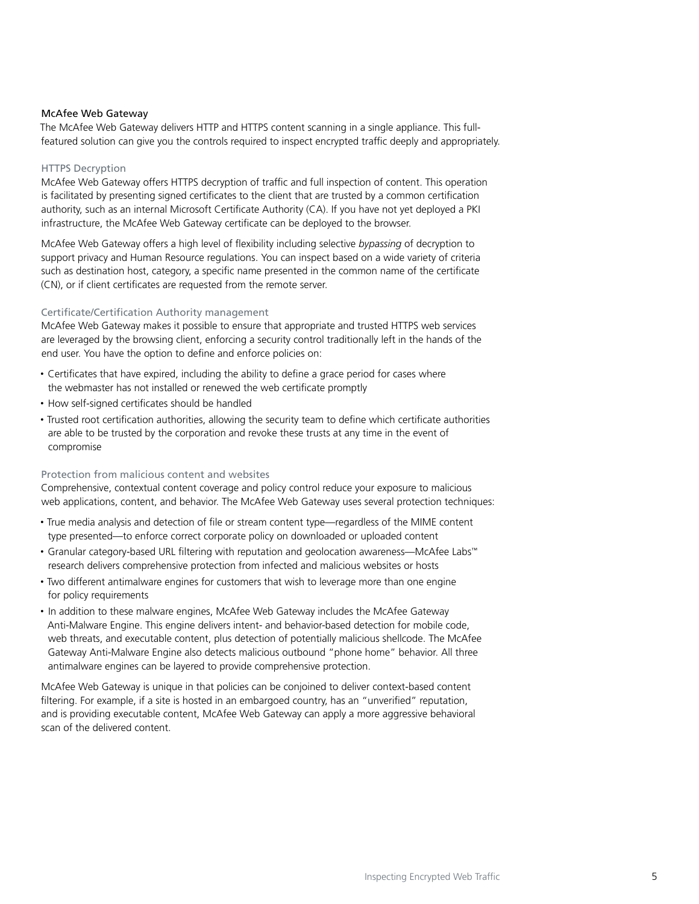## McAfee Web Gateway

The McAfee Web Gateway delivers HTTP and HTTPS content scanning in a single appliance. This full-featured solution can give you the controls required to inspect encrypted traffic deeply and appropriately.

### HTTPS Decryption

McAfee Web Gateway offers HTTPS decryption of traffic and full inspection of content. This operation is facilitated by presenting signed certificates to the client that are trusted by a common certification authority, such as an internal Microsoft Certificate Authority (CA). If you have not yet deployed a PKI infrastructure, the McAfee Web Gateway certificate can be deployed to the browser.

McAfee Web Gateway offers a high level of flexibility including selective *bypassing* of decryption to support privacy and Human Resource regulations. You can inspect based on a wide variety of criteria such as destination host, category, a specific name presented in the common name of the certificate (CN), or if client certificates are requested from the remote server.

### Certificate/Certification Authority management

McAfee Web Gateway makes it possible to ensure that appropriate and trusted HTTPS web services are leveraged by the browsing client, enforcing a security control traditionally left in the hands of the end user. You have the option to define and enforce policies on:

- Certificates that have expired, including the ability to define a grace period for cases where the webmaster has not installed or renewed the web certificate promptly
- How self-signed certificates should be handled
- Trusted root certification authorities, allowing the security team to define which certificate authorities are able to be trusted by the corporation and revoke these trusts at any time in the event of compromise

### Protection from malicious content and websites

Comprehensive, contextual content coverage and policy control reduce your exposure to malicious web applications, content, and behavior. The McAfee Web Gateway uses several protection techniques:

- True media analysis and detection of file or stream content type—regardless of the MIME content type presented—to enforce correct corporate policy on downloaded or uploaded content
- Granular category-based URL filtering with reputation and geolocation awareness—McAfee Labs™ research delivers comprehensive protection from infected and malicious websites or hosts
- Two different antimalware engines for customers that wish to leverage more than one engine for policy requirements
- In addition to these malware engines, McAfee Web Gateway includes the McAfee Gateway Anti-Malware Engine. This engine delivers intent- and behavior-based detection for mobile code, web threats, and executable content, plus detection of potentially malicious shellcode. The McAfee Gateway Anti-Malware Engine also detects malicious outbound "phone home" behavior. All three antimalware engines can be layered to provide comprehensive protection.

McAfee Web Gateway is unique in that policies can be conjoined to deliver context-based content filtering. For example, if a site is hosted in an embargoed country, has an "unverified" reputation, and is providing executable content, McAfee Web Gateway can apply a more aggressive behavioral scan of the delivered content.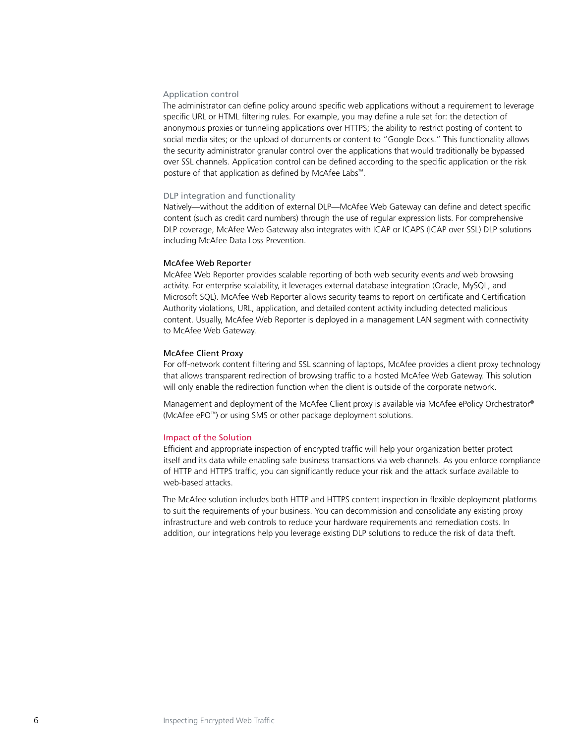#### Application control

The administrator can define policy around specific web applications without a requirement to leverage specific URL or HTML filtering rules. For example, you may define a rule set for: the detection of anonymous proxies or tunneling applications over HTTPS; the ability to restrict posting of content to social media sites; or the upload of documents or content to "Google Docs." This functionality allows the security administrator granular control over the applications that would traditionally be bypassed over SSL channels. Application control can be defined according to the specific application or the risk posture of that application as defined by McAfee Labs™.

#### DLP integration and functionality

Natively—without the addition of external DLP—McAfee Web Gateway can define and detect specific content (such as credit card numbers) through the use of regular expression lists. For comprehensive DLP coverage, McAfee Web Gateway also integrates with ICAP or ICAPS (ICAP over SSL) DLP solutions including McAfee Data Loss Prevention.

### McAfee Web Reporter

McAfee Web Reporter provides scalable reporting of both web security events *and* web browsing activity. For enterprise scalability, it leverages external database integration (Oracle, MySQL, and Microsoft SQL). McAfee Web Reporter allows security teams to report on certificate and Certification Authority violations, URL, application, and detailed content activity including detected malicious content. Usually, McAfee Web Reporter is deployed in a management LAN segment with connectivity to McAfee Web Gateway.

### McAfee Client Proxy

For off-network content filtering and SSL scanning of laptops, McAfee provides a client proxy technology that allows transparent redirection of browsing traffic to a hosted McAfee Web Gateway. This solution will only enable the redirection function when the client is outside of the corporate network.

Management and deployment of the McAfee Client proxy is available via McAfee ePolicy Orchestrator® (McAfee ePO™) or using SMS or other package deployment solutions.

## Impact of the Solution

Efficient and appropriate inspection of encrypted traffic will help your organization better protect itself and its data while enabling safe business transactions via web channels. As you enforce compliance of HTTP and HTTPS traffic, you can significantly reduce your risk and the attack surface available to web-based attacks.

The McAfee solution includes both HTTP and HTTPS content inspection in flexible deployment platforms to suit the requirements of your business. You can decommission and consolidate any existing proxy infrastructure and web controls to reduce your hardware requirements and remediation costs. In addition, our integrations help you leverage existing DLP solutions to reduce the risk of data theft.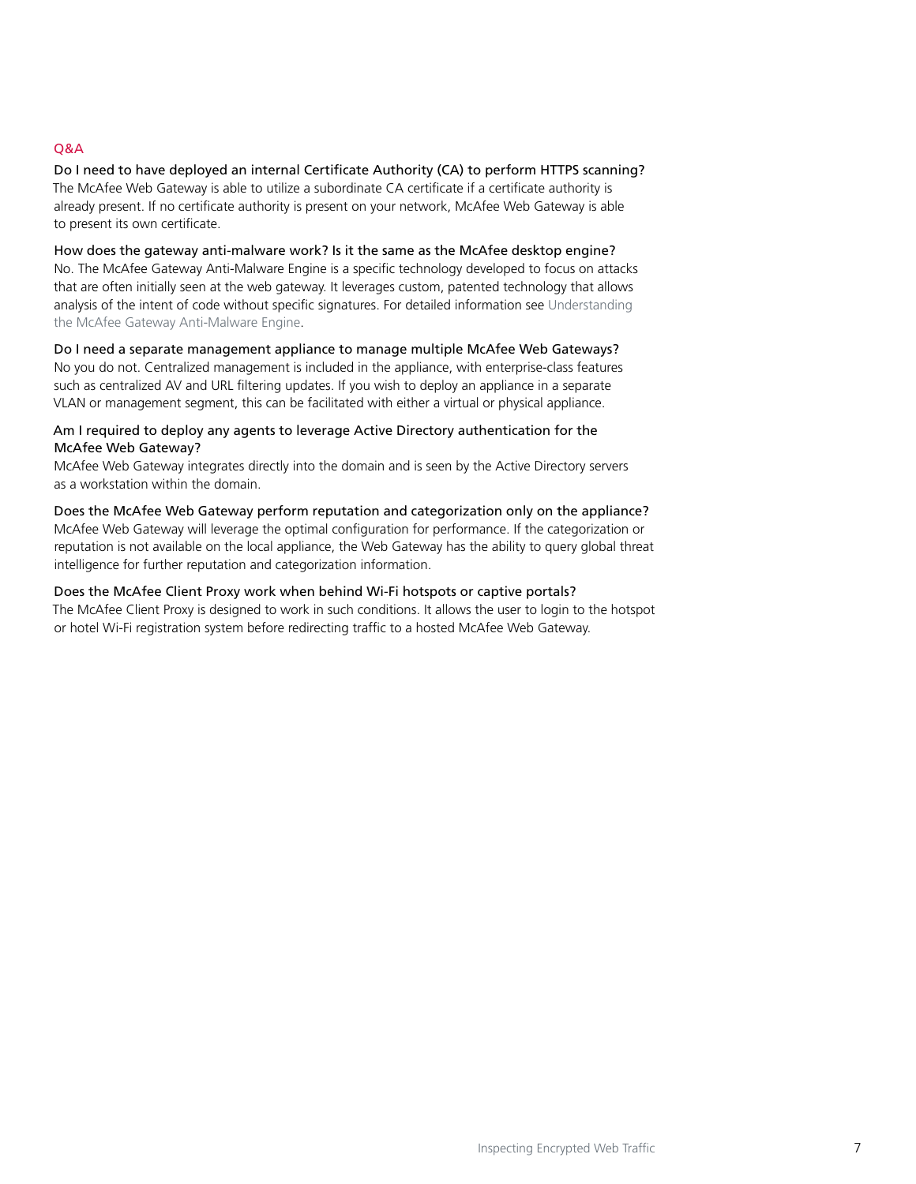## Q&A

**Do I need to have deployed an internal Certificate Authority (CA) to perform HTTPS scanning?**
The McAfee Web Gateway is able to utilize a subordinate CA certificate if a certificate authority is already present. If no certificate authority is present on your network, McAfee Web Gateway is able to present its own certificate.

**How does the gateway anti-malware work? Is it the same as the McAfee desktop engine?**
No. The McAfee Gateway Anti-Malware Engine is a specific technology developed to focus on attacks that are often initially seen at the web gateway. It leverages custom, patented technology that allows analysis of the intent of code without specific signatures. For detailed information see Understanding the McAfee Gateway Anti-Malware Engine.

**Do I need a separate management appliance to manage multiple McAfee Web Gateways?**
No you do not. Centralized management is included in the appliance, with enterprise-class features such as centralized AV and URL filtering updates. If you wish to deploy an appliance in a separate VLAN or management segment, this can be facilitated with either a virtual or physical appliance.

**Am I required to deploy any agents to leverage Active Directory authentication for the McAfee Web Gateway?**
McAfee Web Gateway integrates directly into the domain and is seen by the Active Directory servers as a workstation within the domain.

**Does the McAfee Web Gateway perform reputation and categorization only on the appliance?**
McAfee Web Gateway will leverage the optimal configuration for performance. If the categorization or reputation is not available on the local appliance, the Web Gateway has the ability to query global threat intelligence for further reputation and categorization information.

**Does the McAfee Client Proxy work when behind Wi-Fi hotspots or captive portals?**
The McAfee Client Proxy is designed to work in such conditions. It allows the user to login to the hotspot or hotel Wi-Fi registration system before redirecting traffic to a hosted McAfee Web Gateway.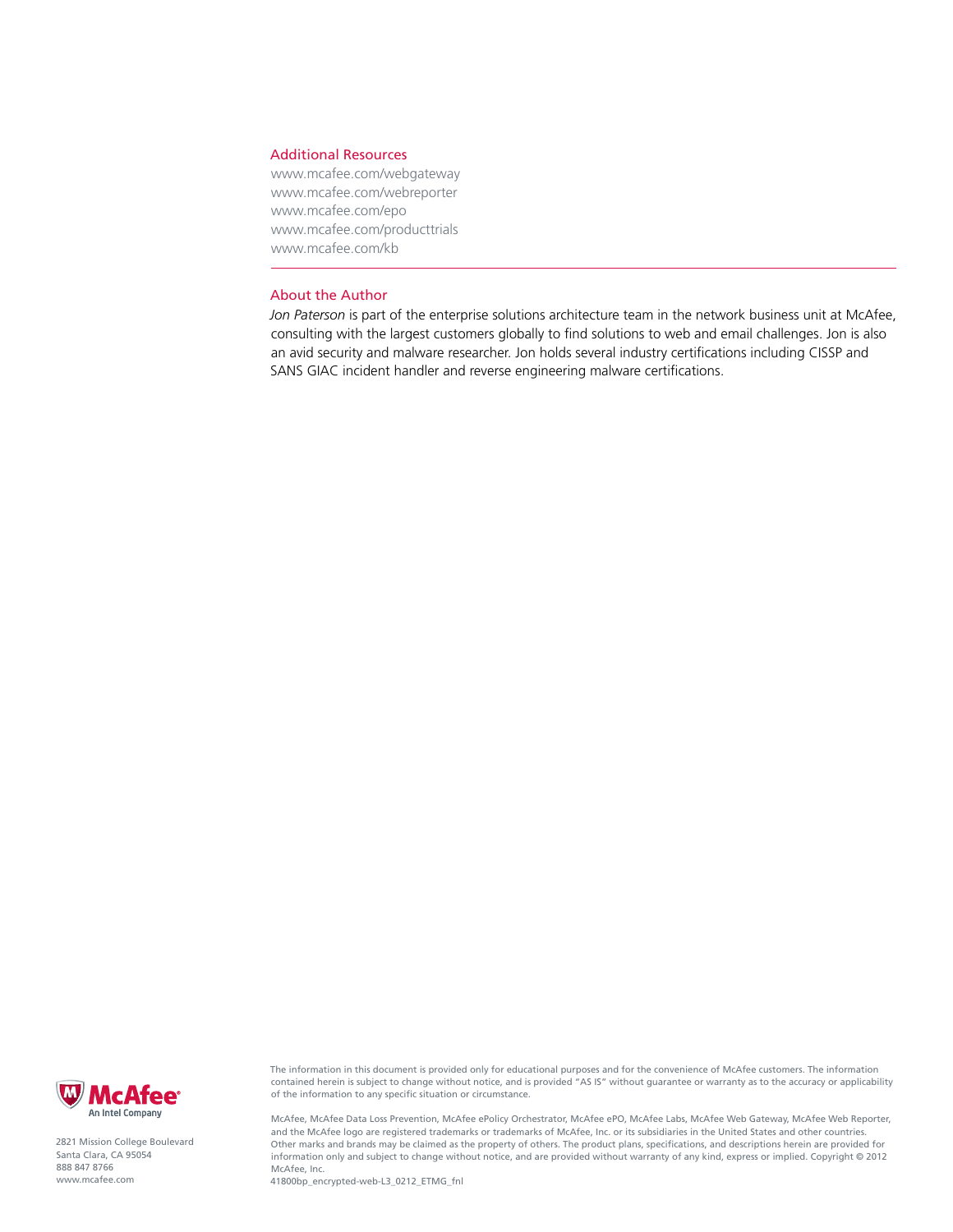## Additional Resources

www.mcafee.com/webgateway
www.mcafee.com/webreporter
www.mcafee.com/epo
www.mcafee.com/producttrials
www.mcafee.com/kb

---

## About the Author

*Jon Paterson* is part of the enterprise solutions architecture team in the network business unit at McAfee, consulting with the largest customers globally to find solutions to web and email challenges. Jon is also an avid security and malware researcher. Jon holds several industry certifications including CISSP and SANS GIAC incident handler and reverse engineering malware certifications.

McAfee
An Intel Company

2821 Mission College Boulevard
Santa Clara, CA 95054
888 847 8766
www.mcafee.com

The information in this document is provided only for educational purposes and for the convenience of McAfee customers. The information contained herein is subject to change without notice, and is provided "AS IS" without guarantee or warranty as to the accuracy or applicability of the information to any specific situation or circumstance.

McAfee, McAfee Data Loss Prevention, McAfee ePolicy Orchestrator, McAfee ePO, McAfee Labs, McAfee Web Gateway, McAfee Web Reporter, and the McAfee logo are registered trademarks or trademarks of McAfee, Inc. or its subsidiaries in the United States and other countries. Other marks and brands may be claimed as the property of others. The product plans, specifications, and descriptions herein are provided for information only and subject to change without notice, and are provided without warranty of any kind, express or implied. Copyright © 2012 McAfee, Inc.
41800bp_encrypted-web-L3_0212_ETMG_fnl